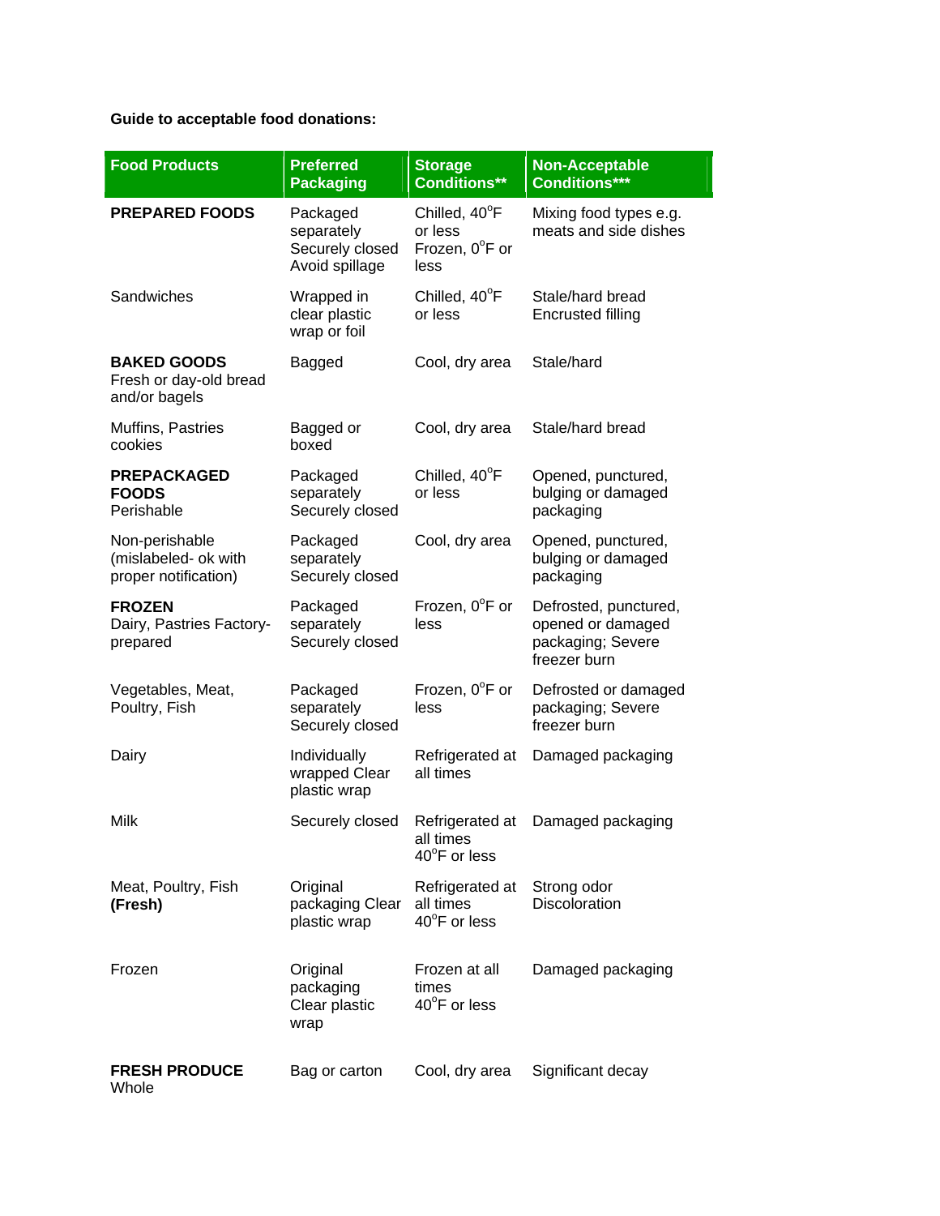**Guide to acceptable food donations:**

| Food Products | Preferred Packaging | Storage Conditions** | Non-Acceptable Conditions*** |
|---|---|---|---|
| **PREPARED FOODS** | Packaged separately Securely closed Avoid spillage | Chilled, 40°F or less Frozen, 0°F or less | Mixing food types e.g. meats and side dishes |
| Sandwiches | Wrapped in clear plastic wrap or foil | Chilled, 40°F or less | Stale/hard bread Encrusted filling |
| **BAKED GOODS** Fresh or day-old bread and/or bagels | Bagged | Cool, dry area | Stale/hard |
| Muffins, Pastries cookies | Bagged or boxed | Cool, dry area | Stale/hard bread |
| **PREPACKAGED FOODS** Perishable | Packaged separately Securely closed | Chilled, 40°F or less | Opened, punctured, bulging or damaged packaging |
| Non-perishable (mislabeled- ok with proper notification) | Packaged separately Securely closed | Cool, dry area | Opened, punctured, bulging or damaged packaging |
| **FROZEN** Dairy, Pastries Factory-prepared | Packaged separately Securely closed | Frozen, 0°F or less | Defrosted, punctured, opened or damaged packaging; Severe freezer burn |
| Vegetables, Meat, Poultry, Fish | Packaged separately Securely closed | Frozen, 0°F or less | Defrosted or damaged packaging; Severe freezer burn |
| Dairy | Individually wrapped Clear plastic wrap | Refrigerated at all times | Damaged packaging |
| Milk | Securely closed | Refrigerated at all times 40°F or less | Damaged packaging |
| Meat, Poultry, Fish **(Fresh)** | Original packaging Clear plastic wrap | Refrigerated at all times 40°F or less | Strong odor Discoloration |
| Frozen | Original packaging Clear plastic wrap | Frozen at all times 40°F or less | Damaged packaging |
| **FRESH PRODUCE** Whole | Bag or carton | Cool, dry area | Significant decay |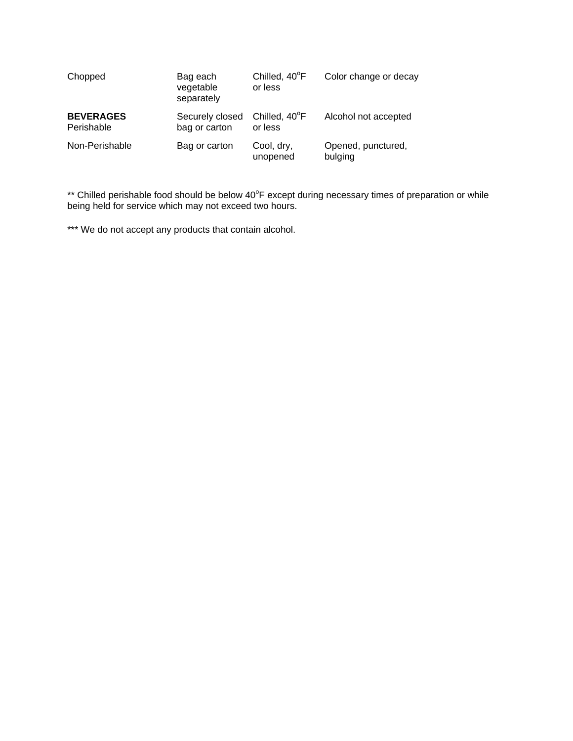| | | | |
|---|---|---|---|
| Chopped | Bag each vegetable separately | Chilled, $40^oF$ or less | Color change or decay |
| **BEVERAGES** Perishable | Securely closed bag or carton | Chilled, $40^oF$ or less | Alcohol not accepted |
| Non-Perishable | Bag or carton | Cool, dry, unopened | Opened, punctured, bulging |

** Chilled perishable food should be below $40^oF$ except during necessary times of preparation or while being held for service which may not exceed two hours.

*** We do not accept any products that contain alcohol.